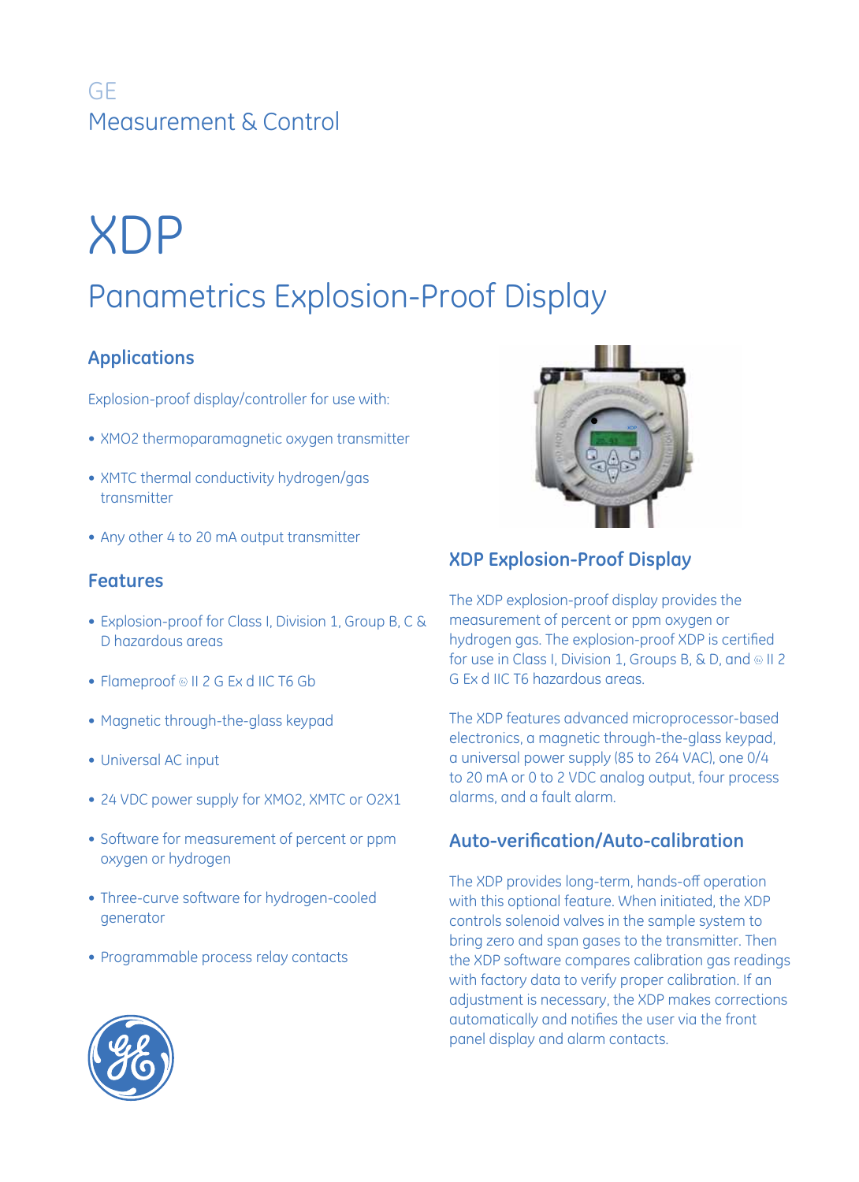GE
Measurement & Control

# XDP

## Panametrics Explosion-Proof Display

### Applications

Explosion-proof display/controller for use with:

- XMO2 thermoparamagnetic oxygen transmitter
- XMTC thermal conductivity hydrogen/gas transmitter
- Any other 4 to 20 mA output transmitter

### Features

- Explosion-proof for Class I, Division 1, Group B, C & D hazardous areas
- Flameproof ⓔ II 2 G Ex d IIC T6 Gb
- Magnetic through-the-glass keypad
- Universal AC input
- 24 VDC power supply for XMO2, XMTC or O2X1
- Software for measurement of percent or ppm oxygen or hydrogen
- Three-curve software for hydrogen-cooled generator
- Programmable process relay contacts

### XDP Explosion-Proof Display

The XDP explosion-proof display provides the measurement of percent or ppm oxygen or hydrogen gas. The explosion-proof XDP is certified for use in Class I, Division 1, Groups B, & D, and ⓔ II 2 G Ex d IIC T6 hazardous areas.

The XDP features advanced microprocessor-based electronics, a magnetic through-the-glass keypad, a universal power supply (85 to 264 VAC), one 0/4 to 20 mA or 0 to 2 VDC analog output, four process alarms, and a fault alarm.

### Auto-verification/Auto-calibration

The XDP provides long-term, hands-off operation with this optional feature. When initiated, the XDP controls solenoid valves in the sample system to bring zero and span gases to the transmitter. Then the XDP software compares calibration gas readings with factory data to verify proper calibration. If an adjustment is necessary, the XDP makes corrections automatically and notifies the user via the front panel display and alarm contacts.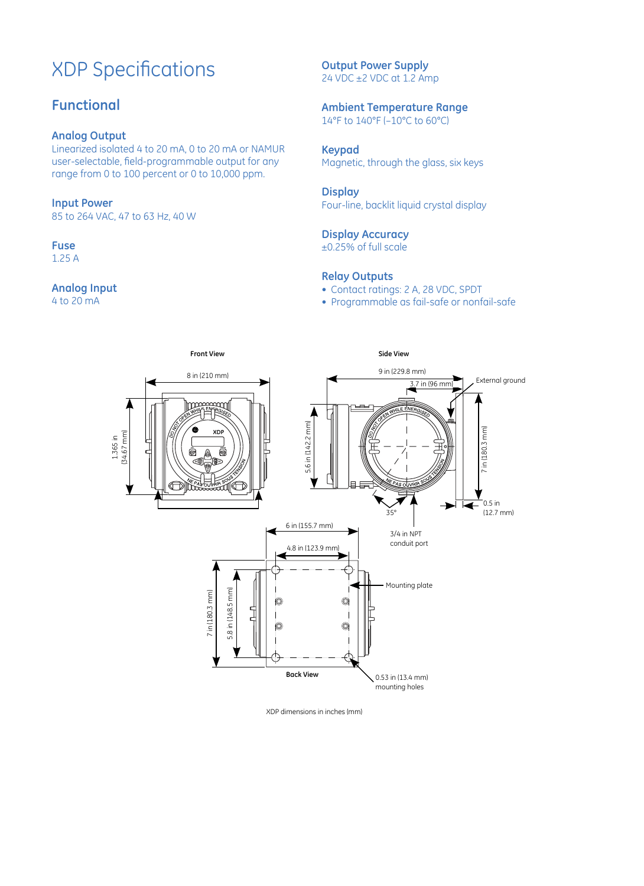# XDP Specifications

## Functional

### Analog Output
Linearized isolated 4 to 20 mA, 0 to 20 mA or NAMUR user-selectable, field-programmable output for any range from 0 to 100 percent or 0 to 10,000 ppm.

### Input Power
85 to 264 VAC, 47 to 63 Hz, 40 W

### Fuse
1.25 A

### Analog Input
4 to 20 mA

### Output Power Supply
24 VDC ±2 VDC at 1.2 Amp

### Ambient Temperature Range
14°F to 140°F (–10°C to 60°C)

### Keypad
Magnetic, through the glass, six keys

### Display
Four-line, backlit liquid crystal display

### Display Accuracy
±0.25% of full scale

### Relay Outputs
- Contact ratings: 2 A, 28 VDC, SPDT
- Programmable as fail-safe or nonfail-safe

Front View

8 in (210 mm)

1.365 in (34.67 mm)

Side View

9 in (229.8 mm)

3.7 in (96 mm)

External ground

5.6 in (142.2 mm)

7 in (180.3 mm)

35°

0.5 in (12.7 mm)

3/4 in NPT conduit port

6 in (155.7 mm)

4.8 in (123.9 mm)

Mounting plate

7 in (180.3 mm)

5.8 in (148.5 mm)

Back View

0.53 in (13.4 mm) mounting holes

XDP dimensions in inches (mm)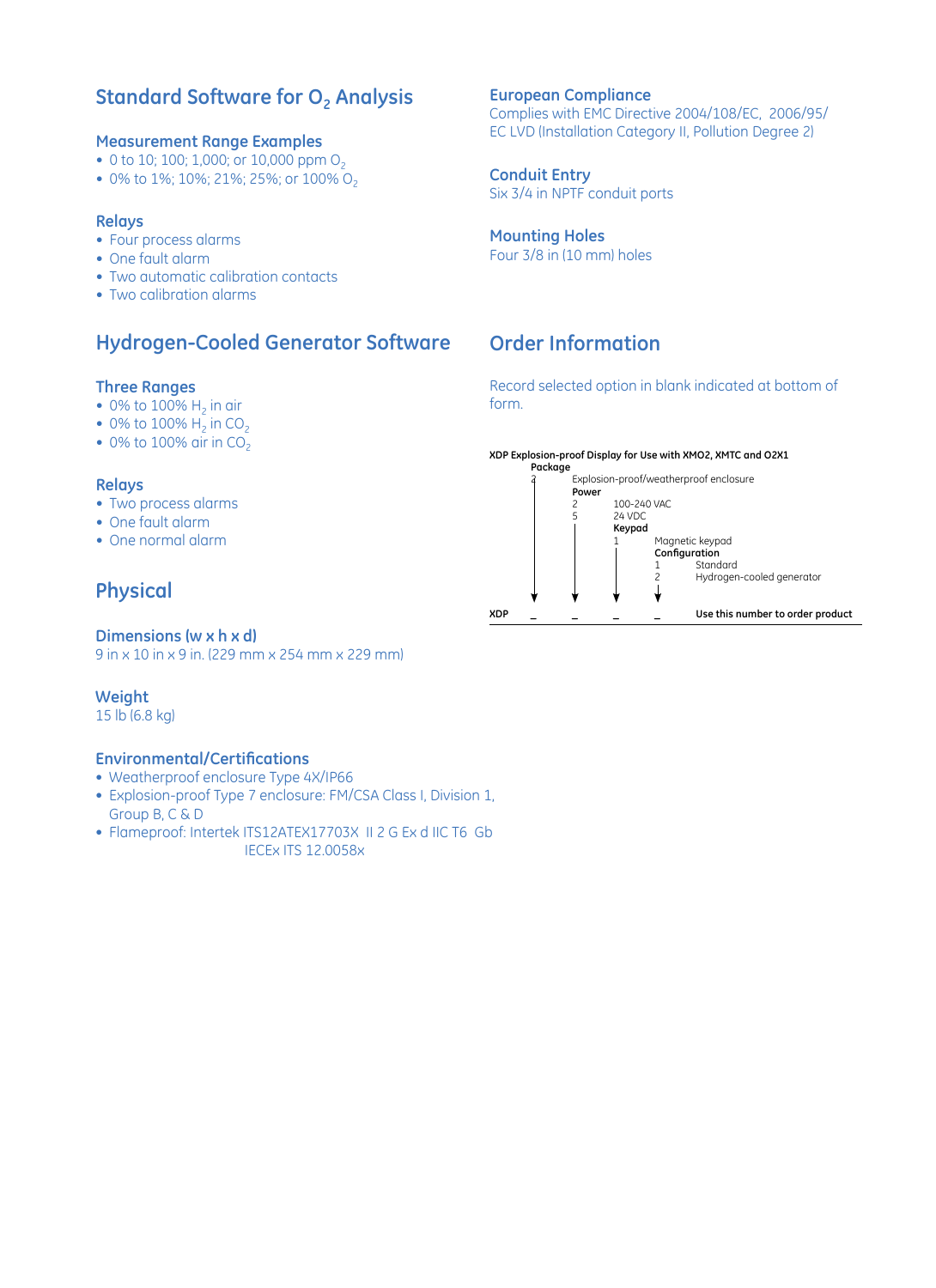## Standard Software for $O_2$ Analysis

### Measurement Range Examples

- 0 to 10; 100; 1,000; or 10,000 ppm $O_2$
- 0% to 1%; 10%; 21%; 25%; or 100% $O_2$

### Relays

- Four process alarms
- One fault alarm
- Two automatic calibration contacts
- Two calibration alarms

## Hydrogen-Cooled Generator Software

### Three Ranges

- 0% to 100% $H_2$ in air
- 0% to 100% $H_2$ in $CO_2$
- 0% to 100% air in $CO_2$

### Relays

- Two process alarms
- One fault alarm
- One normal alarm

## Physical

### Dimensions (w x h x d)

9 in x 10 in x 9 in. (229 mm x 254 mm x 229 mm)

### Weight

15 lb (6.8 kg)

### Environmental/Certifications

- Weatherproof enclosure Type 4X/IP66
- Explosion-proof Type 7 enclosure: FM/CSA Class I, Division 1, Group B, C & D
- Flameproof: Intertek ITS12ATEX17703X II 2 G Ex d IIC T6 Gb  
  IECEx ITS 12.0058x

### European Compliance

Complies with EMC Directive 2004/108/EC, 2006/95/EC LVD (Installation Category II, Pollution Degree 2)

### Conduit Entry

Six 3/4 in NPTF conduit ports

### Mounting Holes

Four 3/8 in (10 mm) holes

## Order Information

Record selected option in blank indicated at bottom of form.

**XDP Explosion-proof Display for Use with XMO2, XMTC and O2X1**

**Package**
- 2 Explosion-proof/weatherproof enclosure

**Power**
- 2 100-240 VAC
- 5 24 VDC

**Keypad**
- 1 Magnetic keypad

**Configuration**
- 1 Standard
- 2 Hydrogen-cooled generator

**XDP _ _ _ _** Use this number to order product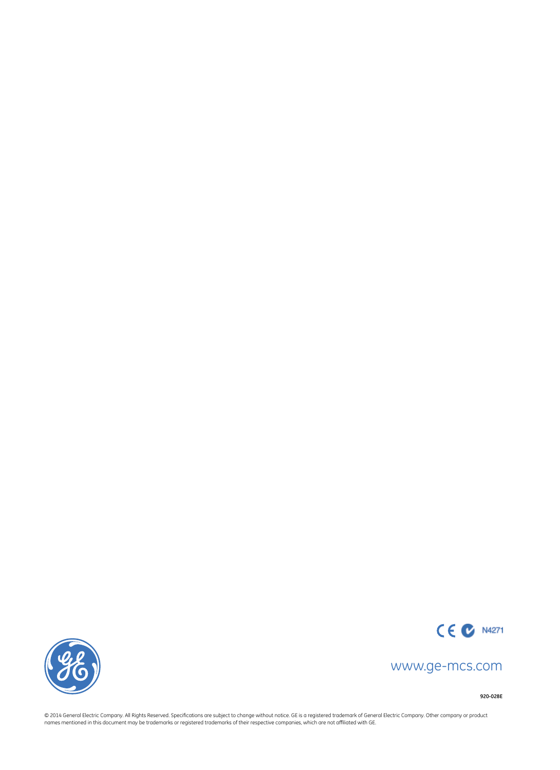CE N4271

www.ge-mcs.com

920-028E

© 2014 General Electric Company. All Rights Reserved. Specifications are subject to change without notice. GE is a registered trademark of General Electric Company. Other company or product names mentioned in this document may be trademarks or registered trademarks of their respective companies, which are not affiliated with GE.